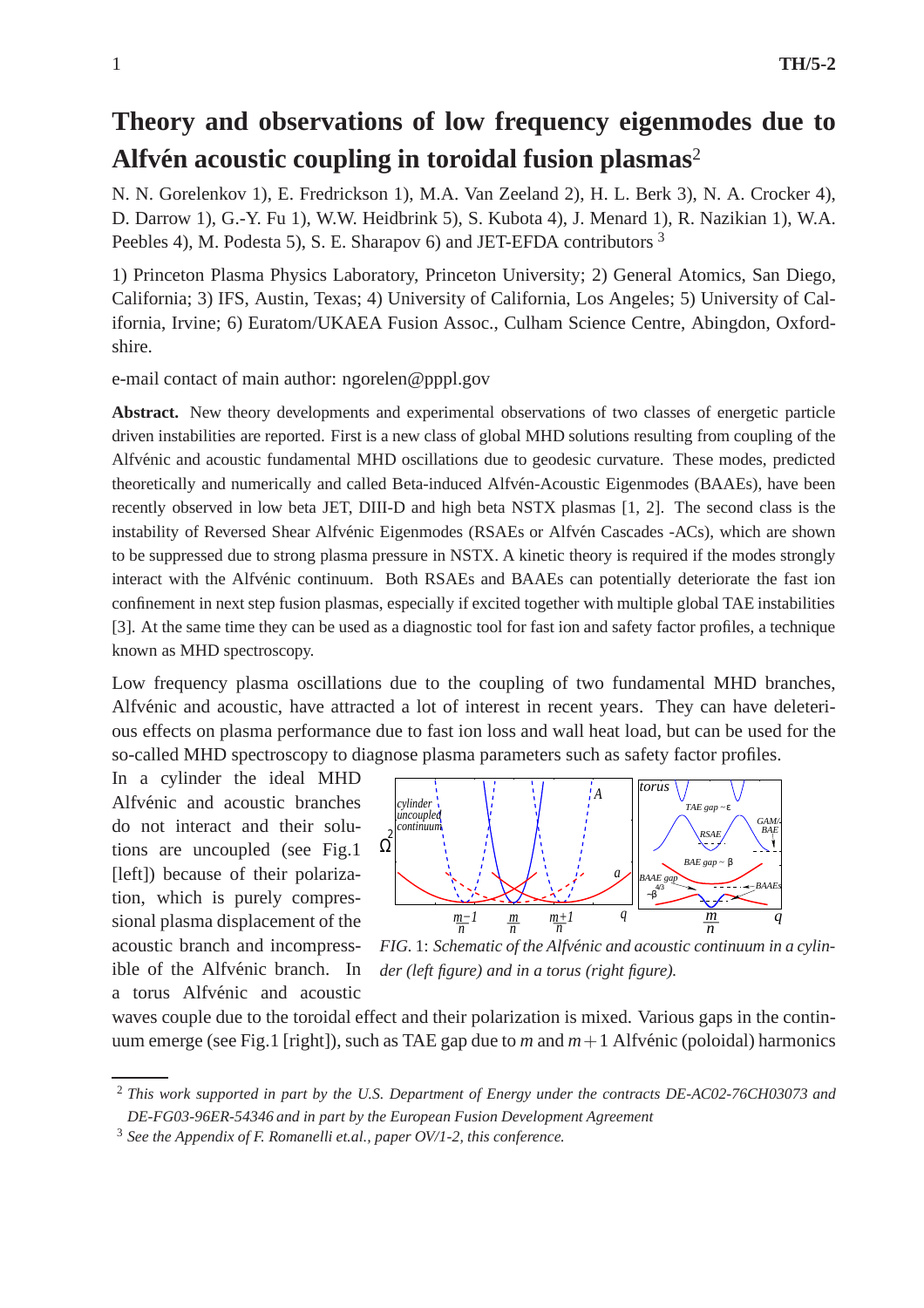# Theory and observations of low frequency eigenmodes due to Alfvén acoustic coupling in toroidal fusion plasmas[2]

N. N. Gorelenkov 1), E. Fredrickson 1), M.A. Van Zeeland 2), H. L. Berk 3), N. A. Crocker 4), D. Darrow 1), G.-Y. Fu 1), W.W. Heidbrink 5), S. Kubota 4), J. Menard 1), R. Nazikian 1), W.A. Peebles 4), M. Podesta 5), S. E. Sharapov 6) and JET-EFDA contributors [3]

1) Princeton Plasma Physics Laboratory, Princeton University; 2) General Atomics, San Diego, California; 3) IFS, Austin, Texas; 4) University of California, Los Angeles; 5) University of California, Irvine; 6) Euratom/UKAEA Fusion Assoc., Culham Science Centre, Abingdon, Oxfordshire.

e-mail contact of main author: ngorelen@pppl.gov

**Abstract.** New theory developments and experimental observations of two classes of energetic particle driven instabilities are reported. First is a new class of global MHD solutions resulting from coupling of the Alfvénic and acoustic fundamental MHD oscillations due to geodesic curvature. These modes, predicted theoretically and numerically and called Beta-induced Alfvén-Acoustic Eigenmodes (BAAEs), have been recently observed in low beta JET, DIII-D and high beta NSTX plasmas [1, 2]. The second class is the instability of Reversed Shear Alfvénic Eigenmodes (RSAEs or Alfvén Cascades -ACs), which are shown to be suppressed due to strong plasma pressure in NSTX. A kinetic theory is required if the modes strongly interact with the Alfvénic continuum. Both RSAEs and BAAEs can potentially deteriorate the fast ion confinement in next step fusion plasmas, especially if excited together with multiple global TAE instabilities [3]. At the same time they can be used as a diagnostic tool for fast ion and safety factor profiles, a technique known as MHD spectroscopy.

Low frequency plasma oscillations due to the coupling of two fundamental MHD branches, Alfvénic and acoustic, have attracted a lot of interest in recent years. They can have deleterious effects on plasma performance due to fast ion loss and wall heat load, but can be used for the so-called MHD spectroscopy to diagnose plasma parameters such as safety factor profiles.

In a cylinder the ideal MHD Alfvénic and acoustic branches do not interact and their solutions are uncoupled (see Fig.1 [left]) because of their polarization, which is purely compressional plasma displacement of the acoustic branch and incompressible of the Alfvénic branch. In a torus Alfvénic and acoustic waves couple due to the toroidal effect and their polarization is mixed. Various gaps in the continuum emerge (see Fig.1 [right]), such as TAE gap due to $m$ and $m+1$ Alfvénic (poloidal) harmonics

*FIG. 1: Schematic of the Alfvénic and acoustic continuum in a cylinder (left figure) and in a torus (right figure).*

---

[2] *This work supported in part by the U.S. Department of Energy under the contracts DE-AC02-76CH03073 and DE-FG03-96ER-54346 and in part by the European Fusion Development Agreement*

[3] *See the Appendix of F. Romanelli et.al., paper OV/1-2, this conference.*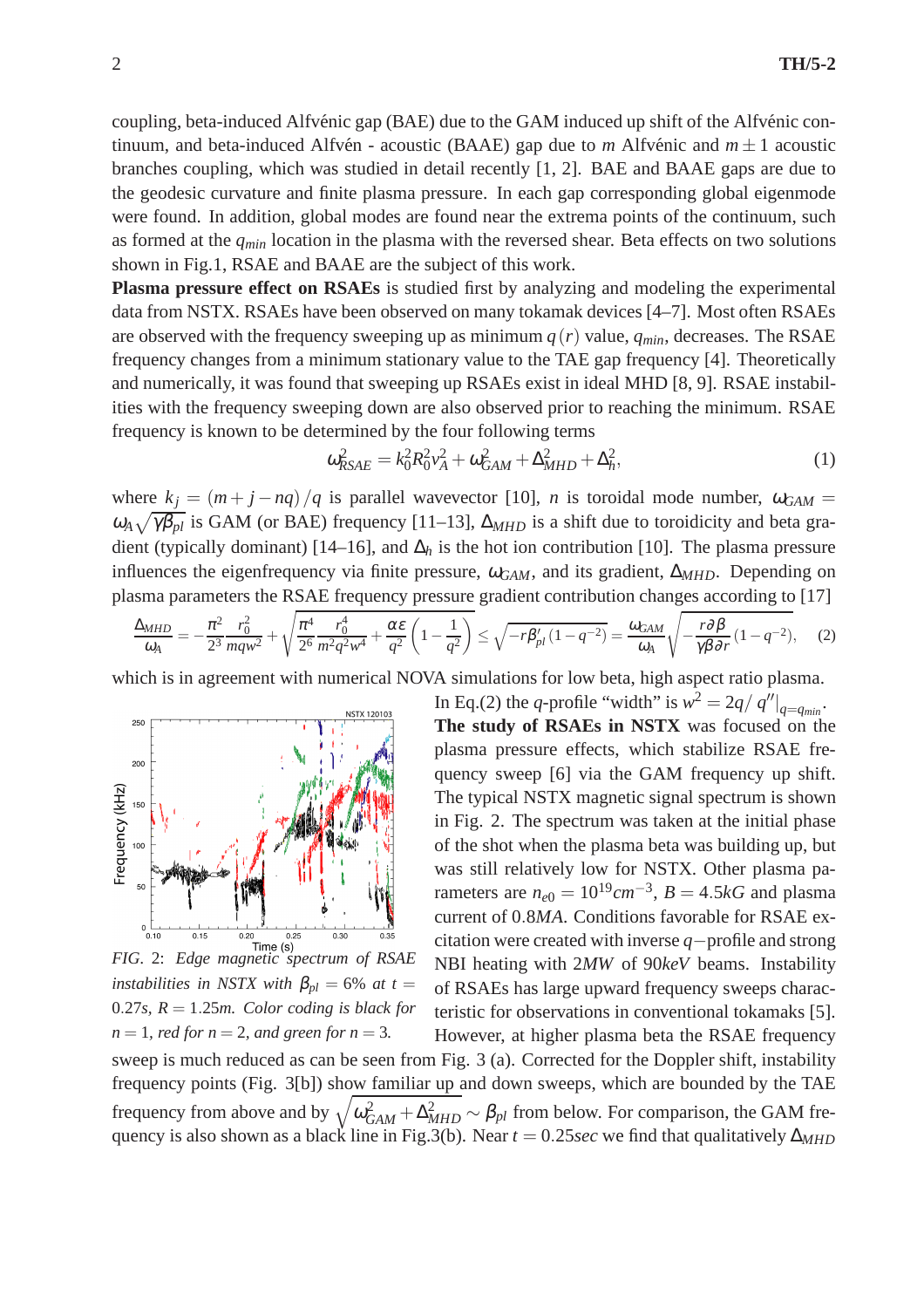coupling, beta-induced Alfvénic gap (BAE) due to the GAM induced up shift of the Alfvénic continuum, and beta-induced Alfvén - acoustic (BAAE) gap due to $m$ Alfvénic and $m\pm 1$ acoustic branches coupling, which was studied in detail recently [1, 2]. BAE and BAAE gaps are due to the geodesic curvature and finite plasma pressure. In each gap corresponding global eigenmode were found. In addition, global modes are found near the extrema points of the continuum, such as formed at the $q_{min}$ location in the plasma with the reversed shear. Beta effects on two solutions shown in Fig.1, RSAE and BAAE are the subject of this work.

**Plasma pressure effect on RSAEs** is studied first by analyzing and modeling the experimental data from NSTX. RSAEs have been observed on many tokamak devices [4–7]. Most often RSAEs are observed with the frequency sweeping up as minimum $q(r)$ value, $q_{min}$, decreases. The RSAE frequency changes from a minimum stationary value to the TAE gap frequency [4]. Theoretically and numerically, it was found that sweeping up RSAEs exist in ideal MHD [8, 9]. RSAE instabilities with the frequency sweeping down are also observed prior to reaching the minimum. RSAE frequency is known to be determined by the four following terms

$$\omega_{RSAE}^2 = k_0^2 R_0^2 v_A^2 + \omega_{GAM}^2 + \Delta_{MHD}^2 + \Delta_h^2, \tag{1}$$

where $k_j = (m + j - nq)/q$ is parallel wavevector [10], $n$ is toroidal mode number, $\omega_{GAM} = \omega_A\sqrt{\gamma\beta_{pl}}$ is GAM (or BAE) frequency [11–13], $\Delta_{MHD}$ is a shift due to toroidicity and beta gradient (typically dominant) [14–16], and $\Delta_h$ is the hot ion contribution [10]. The plasma pressure influences the eigenfrequency via finite pressure, $\omega_{GAM}$, and its gradient, $\Delta_{MHD}$. Depending on plasma parameters the RSAE frequency pressure gradient contribution changes according to [17]

$$\frac{\Delta_{MHD}}{\omega_A} = -\frac{\pi^2}{2^3}\frac{r_0^2}{mqw^2} + \sqrt{\frac{\pi^4}{2^6}\frac{r_0^4}{m^2q^2w^4} + \frac{\alpha\varepsilon}{q^2}\left(1-\frac{1}{q^2}\right)} \leq \sqrt{-r\beta_{pl}'\left(1-q^{-2}\right)} = \frac{\omega_{GAM}}{\omega_A}\sqrt{-\frac{r\partial\beta}{\gamma\beta\partial r}\left(1-q^{-2}\right)}, \tag{2}$$

which is in agreement with numerical NOVA simulations for low beta, high aspect ratio plasma. In Eq.(2) the $q$-profile "width" is $w^2 = 2q/\left.q''\right|_{q=q_{min}}$.

**The study of RSAEs in NSTX** was focused on the plasma pressure effects, which stabilize RSAE frequency sweep [6] via the GAM frequency up shift. The typical NSTX magnetic signal spectrum is shown in Fig. 2. The spectrum was taken at the initial phase of the shot when the plasma beta was building up, but was still relatively low for NSTX. Other plasma parameters are $n_{e0} = 10^{19} cm^{-3}$, $B = 4.5kG$ and plasma current of $0.8MA$. Conditions favorable for RSAE excitation were created with inverse $q-$profile and strong NBI heating with $2MW$ of $90keV$ beams. Instability of RSAEs has large upward frequency sweeps characteristic for observations in conventional tokamaks [5]. However, at higher plasma beta the RSAE frequency sweep is much reduced as can be seen from Fig. 3 (a). Corrected for the Doppler shift, instability frequency points (Fig. 3[b]) show familiar up and down sweeps, which are bounded by the TAE frequency from above and by $\sqrt{\omega_{GAM}^2 + \Delta_{MHD}^2} \sim \beta_{pl}$ from below. For comparison, the GAM frequency is also shown as a black line in Fig.3(b). Near $t = 0.25sec$ we find that qualitatively $\Delta_{MHD}$

*FIG. 2: Edge magnetic spectrum of RSAE instabilities in NSTX with $\beta_{pl} = 6\%$ at $t = 0.27s$, $R = 1.25m$. Color coding is black for $n = 1$, red for $n = 2$, and green for $n = 3$.*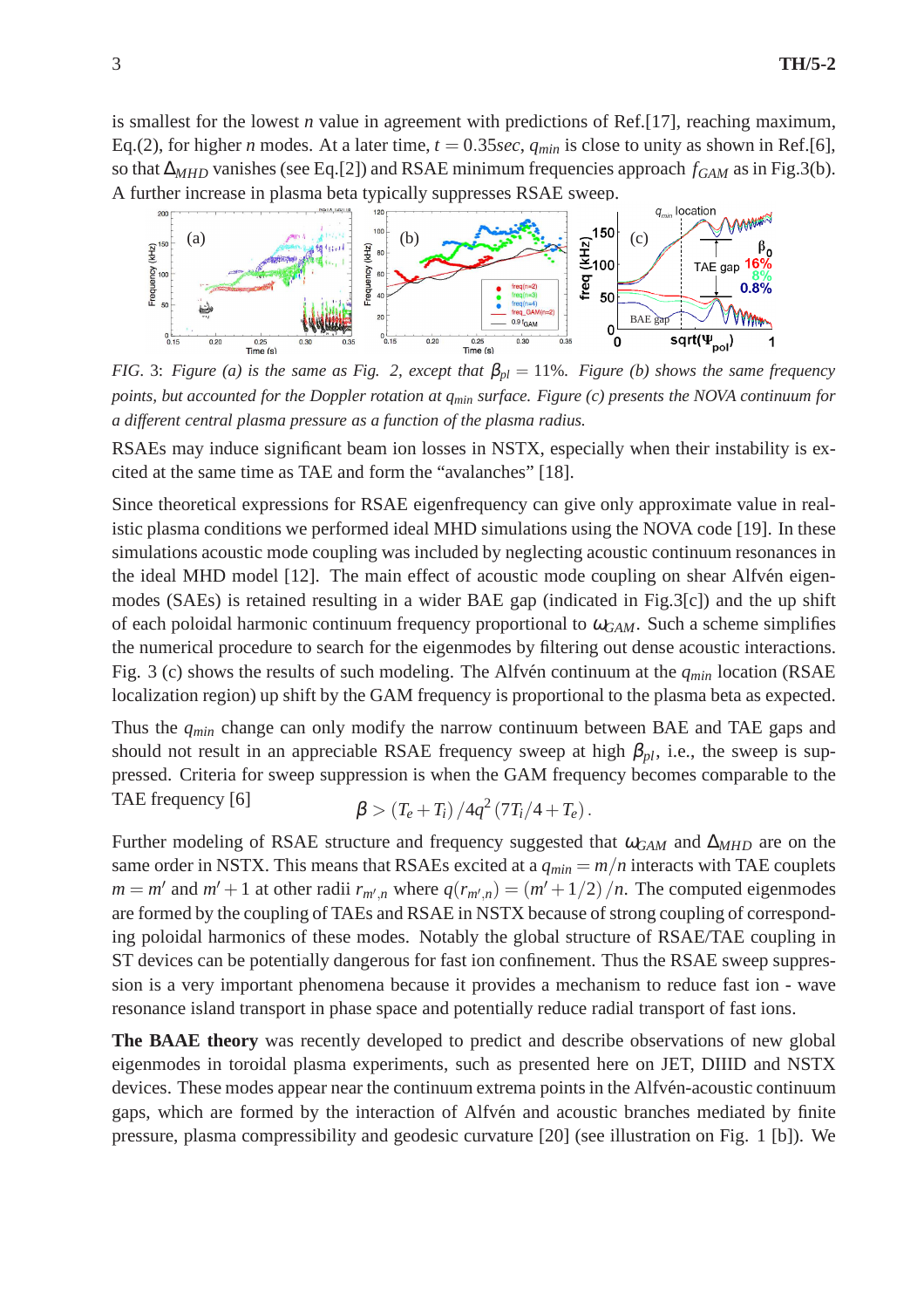is smallest for the lowest $n$ value in agreement with predictions of Ref.[17], reaching maximum, Eq.(2), for higher $n$ modes. At a later time, $t = 0.35sec$, $q_{min}$ is close to unity as shown in Ref.[6], so that $\Delta_{MHD}$ vanishes (see Eq.[2]) and RSAE minimum frequencies approach $f_{GAM}$ as in Fig.3(b). A further increase in plasma beta typically suppresses RSAE sweep.

*FIG. 3: Figure (a) is the same as Fig. 2, except that $\beta_{pl} = 11\%$. Figure (b) shows the same frequency points, but accounted for the Doppler rotation at $q_{min}$ surface. Figure (c) presents the NOVA continuum for a different central plasma pressure as a function of the plasma radius.*

RSAEs may induce significant beam ion losses in NSTX, especially when their instability is excited at the same time as TAE and form the "avalanches" [18].

Since theoretical expressions for RSAE eigenfrequency can give only approximate value in realistic plasma conditions we performed ideal MHD simulations using the NOVA code [19]. In these simulations acoustic mode coupling was included by neglecting acoustic continuum resonances in the ideal MHD model [12]. The main effect of acoustic mode coupling on shear Alfvén eigenmodes (SAEs) is retained resulting in a wider BAE gap (indicated in Fig.3[c]) and the up shift of each poloidal harmonic continuum frequency proportional to $\omega_{GAM}$. Such a scheme simplifies the numerical procedure to search for the eigenmodes by filtering out dense acoustic interactions. Fig. 3 (c) shows the results of such modeling. The Alfvén continuum at the $q_{min}$ location (RSAE localization region) up shift by the GAM frequency is proportional to the plasma beta as expected.

Thus the $q_{min}$ change can only modify the narrow continuum between BAE and TAE gaps and should not result in an appreciable RSAE frequency sweep at high $\beta_{pl}$, i.e., the sweep is suppressed. Criteria for sweep suppression is when the GAM frequency becomes comparable to the TAE frequency [6]

$$\beta > (T_e + T_i)/4q^2(7T_i/4 + T_e).$$

Further modeling of RSAE structure and frequency suggested that $\omega_{GAM}$ and $\Delta_{MHD}$ are on the same order in NSTX. This means that RSAEs excited at a $q_{min} = m/n$ interacts with TAE couplets $m = m'$ and $m' + 1$ at other radii $r_{m',n}$ where $q(r_{m',n}) = (m' + 1/2)/n$. The computed eigenmodes are formed by the coupling of TAEs and RSAE in NSTX because of strong coupling of corresponding poloidal harmonics of these modes. Notably the global structure of RSAE/TAE coupling in ST devices can be potentially dangerous for fast ion confinement. Thus the RSAE sweep suppression is a very important phenomena because it provides a mechanism to reduce fast ion - wave resonance island transport in phase space and potentially reduce radial transport of fast ions.

**The BAAE theory** was recently developed to predict and describe observations of new global eigenmodes in toroidal plasma experiments, such as presented here on JET, DIIID and NSTX devices. These modes appear near the continuum extrema points in the Alfvén-acoustic continuum gaps, which are formed by the interaction of Alfvén and acoustic branches mediated by finite pressure, plasma compressibility and geodesic curvature [20] (see illustration on Fig. 1 [b]). We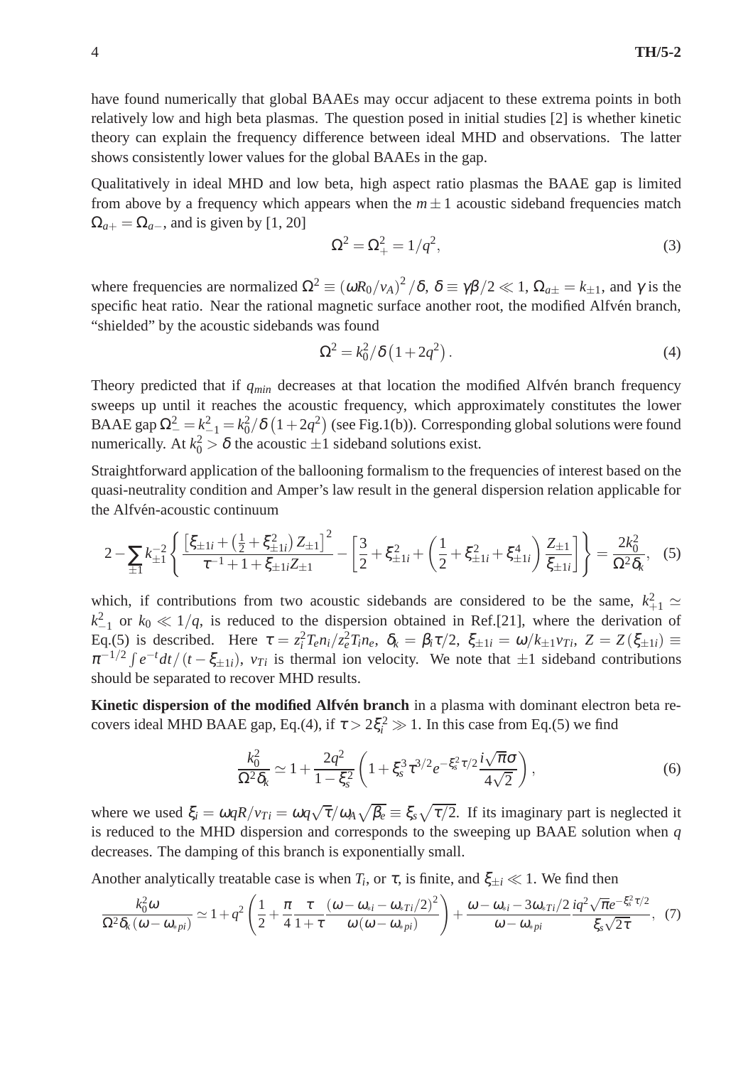have found numerically that global BAAEs may occur adjacent to these extrema points in both relatively low and high beta plasmas. The question posed in initial studies [2] is whether kinetic theory can explain the frequency difference between ideal MHD and observations. The latter shows consistently lower values for the global BAAEs in the gap.

Qualitatively in ideal MHD and low beta, high aspect ratio plasmas the BAAE gap is limited from above by a frequency which appears when the $m \pm 1$ acoustic sideband frequencies match $\Omega_{a+} = \Omega_{a-}$, and is given by [1, 20]

$$\Omega^2 = \Omega_+^2 = 1/q^2, \tag{3}$$

where frequencies are normalized $\Omega^2 \equiv (\omega R_0/v_A)^2/\delta$, $\delta \equiv \gamma\beta/2 \ll 1$, $\Omega_{a\pm} = k_{\pm 1}$, and $\gamma$ is the specific heat ratio. Near the rational magnetic surface another root, the modified Alfvén branch, "shielded" by the acoustic sidebands was found

$$\Omega^2 = k_0^2/\delta\left(1+2q^2\right). \tag{4}$$

Theory predicted that if $q_{min}$ decreases at that location the modified Alfvén branch frequency sweeps up until it reaches the acoustic frequency, which approximately constitutes the lower BAAE gap $\Omega_-^2 = k_{-1}^2 = k_0^2/\delta\left(1+2q^2\right)$ (see Fig.1(b)). Corresponding global solutions were found numerically. At $k_0^2 > \delta$ the acoustic $\pm 1$ sideband solutions exist.

Straightforward application of the ballooning formalism to the frequencies of interest based on the quasi-neutrality condition and Amper's law result in the general dispersion relation applicable for the Alfvén-acoustic continuum

$$2 - \sum_{\pm 1} k_{\pm 1}^{-2}\left\{\frac{\left[\xi_{\pm 1i} + \left(\frac{1}{2}+\xi_{\pm 1i}^2\right)Z_{\pm 1}\right]^2}{\tau^{-1}+1+\xi_{\pm 1i}Z_{\pm 1}} - \left[\frac{3}{2}+\xi_{\pm 1i}^2 + \left(\frac{1}{2}+\xi_{\pm 1i}^2+\xi_{\pm 1i}^4\right)\frac{Z_{\pm 1}}{\xi_{\pm 1i}}\right]\right\} = \frac{2k_0^2}{\Omega^2\delta_k}, \tag{5}$$

which, if contributions from two acoustic sidebands are considered to be the same, $k_{+1}^2 \simeq k_{-1}^2$ or $k_0 \ll 1/q$, is reduced to the dispersion obtained in Ref.[21], where the derivation of Eq.(5) is described. Here $\tau = z_i^2 T_e n_i / z_e^2 T_i n_e$, $\delta_k = \beta_i \tau/2$, $\xi_{\pm 1i} = \omega/k_{\pm 1} v_{Ti}$, $Z = Z(\xi_{\pm 1i}) \equiv \pi^{-1/2}\int e^{-t}dt/(t-\xi_{\pm 1i})$, $v_{Ti}$ is thermal ion velocity. We note that $\pm 1$ sideband contributions should be separated to recover MHD results.

**Kinetic dispersion of the modified Alfvén branch** in a plasma with dominant electron beta recovers ideal MHD BAAE gap, Eq.(4), if $\tau > 2\xi_i^2 \gg 1$. In this case from Eq.(5) we find

$$\frac{k_0^2}{\Omega^2\delta_k} \simeq 1 + \frac{2q^2}{1-\xi_s^2}\left(1+\xi_s^3\tau^{3/2}e^{-\xi_s^2\tau/2}\frac{i\sqrt{\pi}\sigma}{4\sqrt{2}}\right), \tag{6}$$

where we used $\xi_i = \omega q R/v_{Ti} = \omega q\sqrt{\tau}/\omega_A\sqrt{\beta_e} \equiv \xi_s\sqrt{\tau/2}$. If its imaginary part is neglected it is reduced to the MHD dispersion and corresponds to the sweeping up BAAE solution when $q$ decreases. The damping of this branch is exponentially small.

Another analytically treatable case is when $T_i$, or $\tau$, is finite, and $\xi_{\pm i} \ll 1$. We find then

$$\frac{k_0^2\omega}{\Omega^2\delta_k(\omega-\omega_{*pi})} \simeq 1 + q^2\left(\frac{1}{2}+\frac{\pi}{4}\frac{\tau}{1+\tau}\frac{(\omega-\omega_{*i}-\omega_{*Ti}/2)^2}{\omega(\omega-\omega_{*pi})}\right) + \frac{\omega-\omega_{*i}-3\omega_{*Ti}/2}{\omega-\omega_{*pi}}\frac{iq^2\sqrt{\pi}e^{-\xi_s^2\tau/2}}{\xi_s\sqrt{2\tau}}, \tag{7}$$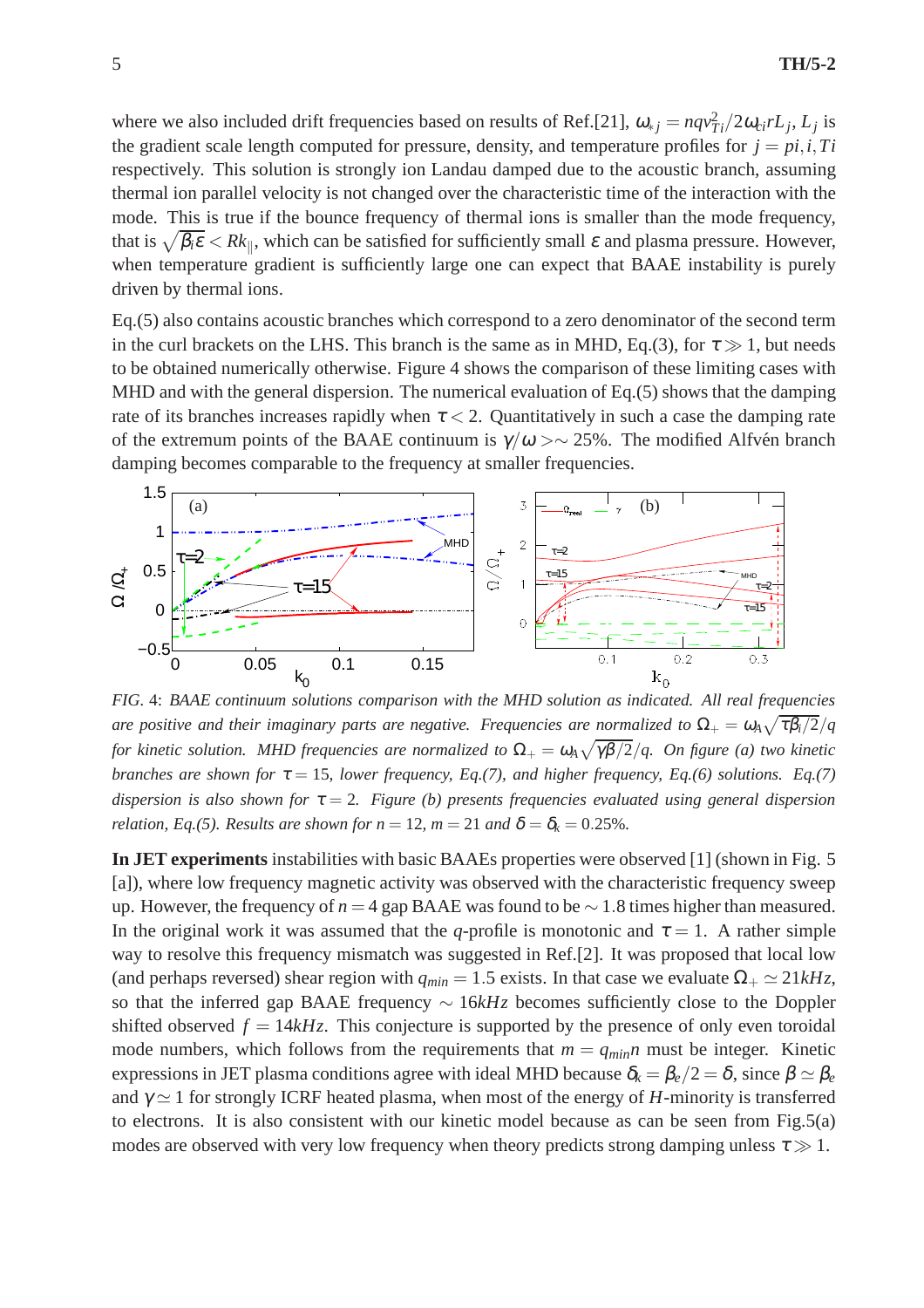where we also included drift frequencies based on results of Ref.[21], $\omega_{*j} = nqv_{Ti}^2/2\omega_{ci}rL_j$, $L_j$ is the gradient scale length computed for pressure, density, and temperature profiles for $j = pi, i, Ti$ respectively. This solution is strongly ion Landau damped due to the acoustic branch, assuming thermal ion parallel velocity is not changed over the characteristic time of the interaction with the mode. This is true if the bounce frequency of thermal ions is smaller than the mode frequency, that is $\sqrt{\beta_i \varepsilon} < Rk_\parallel$, which can be satisfied for sufficiently small $\varepsilon$ and plasma pressure. However, when temperature gradient is sufficiently large one can expect that BAAE instability is purely driven by thermal ions.

Eq.(5) also contains acoustic branches which correspond to a zero denominator of the second term in the curl brackets on the LHS. This branch is the same as in MHD, Eq.(3), for $\tau \gg 1$, but needs to be obtained numerically otherwise. Figure 4 shows the comparison of these limiting cases with MHD and with the general dispersion. The numerical evaluation of Eq.(5) shows that the damping rate of its branches increases rapidly when $\tau < 2$. Quantitatively in such a case the damping rate of the extremum points of the BAAE continuum is $\gamma/\omega >\sim 25\%$. The modified Alfvén branch damping becomes comparable to the frequency at smaller frequencies.

*FIG. 4: BAAE continuum solutions comparison with the MHD solution as indicated. All real frequencies are positive and their imaginary parts are negative. Frequencies are normalized to $\Omega_+ = \omega_A\sqrt{\tau\beta_i/2}/q$ for kinetic solution. MHD frequencies are normalized to $\Omega_+ = \omega_A\sqrt{\gamma\beta/2}/q$. On figure (a) two kinetic branches are shown for $\tau = 15$, lower frequency, Eq.(7), and higher frequency, Eq.(6) solutions. Eq.(7) dispersion is also shown for $\tau = 2$. Figure (b) presents frequencies evaluated using general dispersion relation, Eq.(5). Results are shown for $n = 12$, $m = 21$ and $\delta = \delta_k = 0.25\%$.*

**In JET experiments** instabilities with basic BAAEs properties were observed [1] (shown in Fig. 5 [a]), where low frequency magnetic activity was observed with the characteristic frequency sweep up. However, the frequency of $n = 4$ gap BAAE was found to be $\sim 1.8$ times higher than measured. In the original work it was assumed that the $q$-profile is monotonic and $\tau = 1$. A rather simple way to resolve this frequency mismatch was suggested in Ref.[2]. It was proposed that local low (and perhaps reversed) shear region with $q_{min} = 1.5$ exists. In that case we evaluate $\Omega_+ \simeq 21kHz$, so that the inferred gap BAAE frequency $\sim 16kHz$ becomes sufficiently close to the Doppler shifted observed $f = 14kHz$. This conjecture is supported by the presence of only even toroidal mode numbers, which follows from the requirements that $m = q_{min}n$ must be integer. Kinetic expressions in JET plasma conditions agree with ideal MHD because $\delta_k = \beta_e/2 = \delta$, since $\beta \simeq \beta_e$ and $\gamma \simeq 1$ for strongly ICRF heated plasma, when most of the energy of $H$-minority is transferred to electrons. It is also consistent with our kinetic model because as can be seen from Fig.5(a) modes are observed with very low frequency when theory predicts strong damping unless $\tau \gg 1$.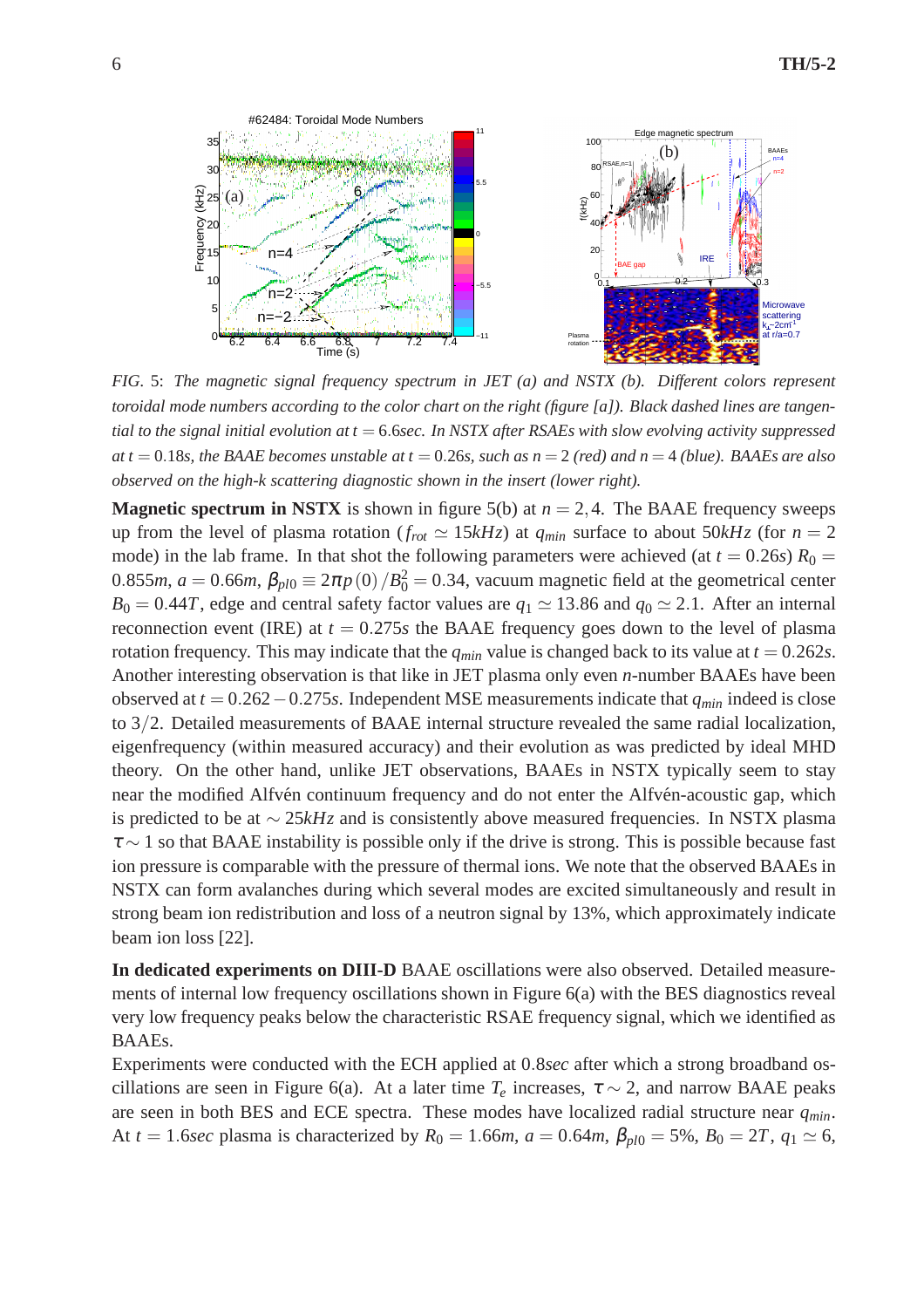*FIG. 5: The magnetic signal frequency spectrum in JET (a) and NSTX (b). Different colors represent toroidal mode numbers according to the color chart on the right (figure [a]). Black dashed lines are tangential to the signal initial evolution at $t = 6.6sec$. In NSTX after RSAEs with slow evolving activity suppressed at $t = 0.18s$, the BAAE becomes unstable at $t = 0.26s$, such as $n = 2$ (red) and $n = 4$ (blue). BAAEs are also observed on the high-k scattering diagnostic shown in the insert (lower right).*

**Magnetic spectrum in NSTX** is shown in figure 5(b) at $n = 2, 4$. The BAAE frequency sweeps up from the level of plasma rotation ($f_{rot} \simeq 15kHz$) at $q_{min}$ surface to about $50kHz$ (for $n = 2$ mode) in the lab frame. In that shot the following parameters were achieved (at $t = 0.26s$) $R_0 = 0.855m$, $a = 0.66m$, $\beta_{pl0} \equiv 2\pi p(0)/B_0^2 = 0.34$, vacuum magnetic field at the geometrical center $B_0 = 0.44T$, edge and central safety factor values are $q_1 \simeq 13.86$ and $q_0 \simeq 2.1$. After an internal reconnection event (IRE) at $t = 0.275s$ the BAAE frequency goes down to the level of plasma rotation frequency. This may indicate that the $q_{min}$ value is changed back to its value at $t = 0.262s$. Another interesting observation is that like in JET plasma only even $n$-number BAAEs have been observed at $t = 0.262 - 0.275s$. Independent MSE measurements indicate that $q_{min}$ indeed is close to $3/2$. Detailed measurements of BAAE internal structure revealed the same radial localization, eigenfrequency (within measured accuracy) and their evolution as was predicted by ideal MHD theory. On the other hand, unlike JET observations, BAAEs in NSTX typically seem to stay near the modified Alfvén continuum frequency and do not enter the Alfvén-acoustic gap, which is predicted to be at $\sim 25kHz$ and is consistently above measured frequencies. In NSTX plasma $\tau \sim 1$ so that BAAE instability is possible only if the drive is strong. This is possible because fast ion pressure is comparable with the pressure of thermal ions. We note that the observed BAAEs in NSTX can form avalanches during which several modes are excited simultaneously and result in strong beam ion redistribution and loss of a neutron signal by 13%, which approximately indicate beam ion loss [22].

**In dedicated experiments on DIII-D** BAAE oscillations were also observed. Detailed measurements of internal low frequency oscillations shown in Figure 6(a) with the BES diagnostics reveal very low frequency peaks below the characteristic RSAE frequency signal, which we identified as BAAEs.

Experiments were conducted with the ECH applied at $0.8sec$ after which a strong broadband oscillations are seen in Figure 6(a). At a later time $T_e$ increases, $\tau \sim 2$, and narrow BAAE peaks are seen in both BES and ECE spectra. These modes have localized radial structure near $q_{min}$. At $t = 1.6sec$ plasma is characterized by $R_0 = 1.66m$, $a = 0.64m$, $\beta_{pl0} = 5\%$, $B_0 = 2T$, $q_1 \simeq 6$,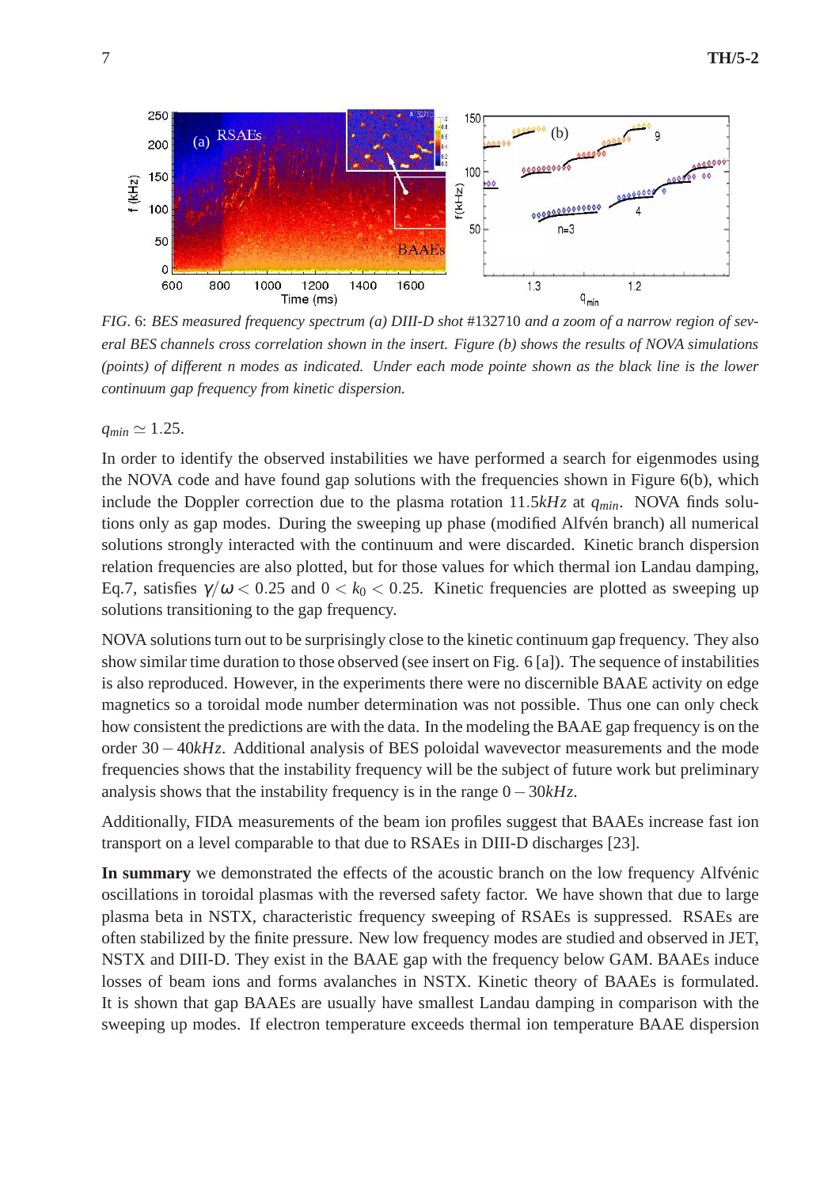*FIG.* 6: *BES measured frequency spectrum (a) DIII-D shot* #132710 *and a zoom of a narrow region of several BES channels cross correlation shown in the insert. Figure (b) shows the results of NOVA simulations (points) of different n modes as indicated. Under each mode pointe shown as the black line is the lower continuum gap frequency from kinetic dispersion.*

$q_{min} \simeq 1.25$.

In order to identify the observed instabilities we have performed a search for eigenmodes using the NOVA code and have found gap solutions with the frequencies shown in Figure 6(b), which include the Doppler correction due to the plasma rotation $11.5kHz$ at $q_{min}$. NOVA finds solutions only as gap modes. During the sweeping up phase (modified Alfvén branch) all numerical solutions strongly interacted with the continuum and were discarded. Kinetic branch dispersion relation frequencies are also plotted, but for those values for which thermal ion Landau damping, Eq.7, satisfies $\gamma/\omega < 0.25$ and $0 < k_0 < 0.25$. Kinetic frequencies are plotted as sweeping up solutions transitioning to the gap frequency.

NOVA solutions turn out to be surprisingly close to the kinetic continuum gap frequency. They also show similar time duration to those observed (see insert on Fig. 6 [a]). The sequence of instabilities is also reproduced. However, in the experiments there were no discernible BAAE activity on edge magnetics so a toroidal mode number determination was not possible. Thus one can only check how consistent the predictions are with the data. In the modeling the BAAE gap frequency is on the order $30-40kHz$. Additional analysis of BES poloidal wavevector measurements and the mode frequencies shows that the instability frequency will be the subject of future work but preliminary analysis shows that the instability frequency is in the range $0-30kHz$.

Additionally, FIDA measurements of the beam ion profiles suggest that BAAEs increase fast ion transport on a level comparable to that due to RSAEs in DIII-D discharges [23].

**In summary** we demonstrated the effects of the acoustic branch on the low frequency Alfvénic oscillations in toroidal plasmas with the reversed safety factor. We have shown that due to large plasma beta in NSTX, characteristic frequency sweeping of RSAEs is suppressed. RSAEs are often stabilized by the finite pressure. New low frequency modes are studied and observed in JET, NSTX and DIII-D. They exist in the BAAE gap with the frequency below GAM. BAAEs induce losses of beam ions and forms avalanches in NSTX. Kinetic theory of BAAEs is formulated. It is shown that gap BAAEs are usually have smallest Landau damping in comparison with the sweeping up modes. If electron temperature exceeds thermal ion temperature BAAE dispersion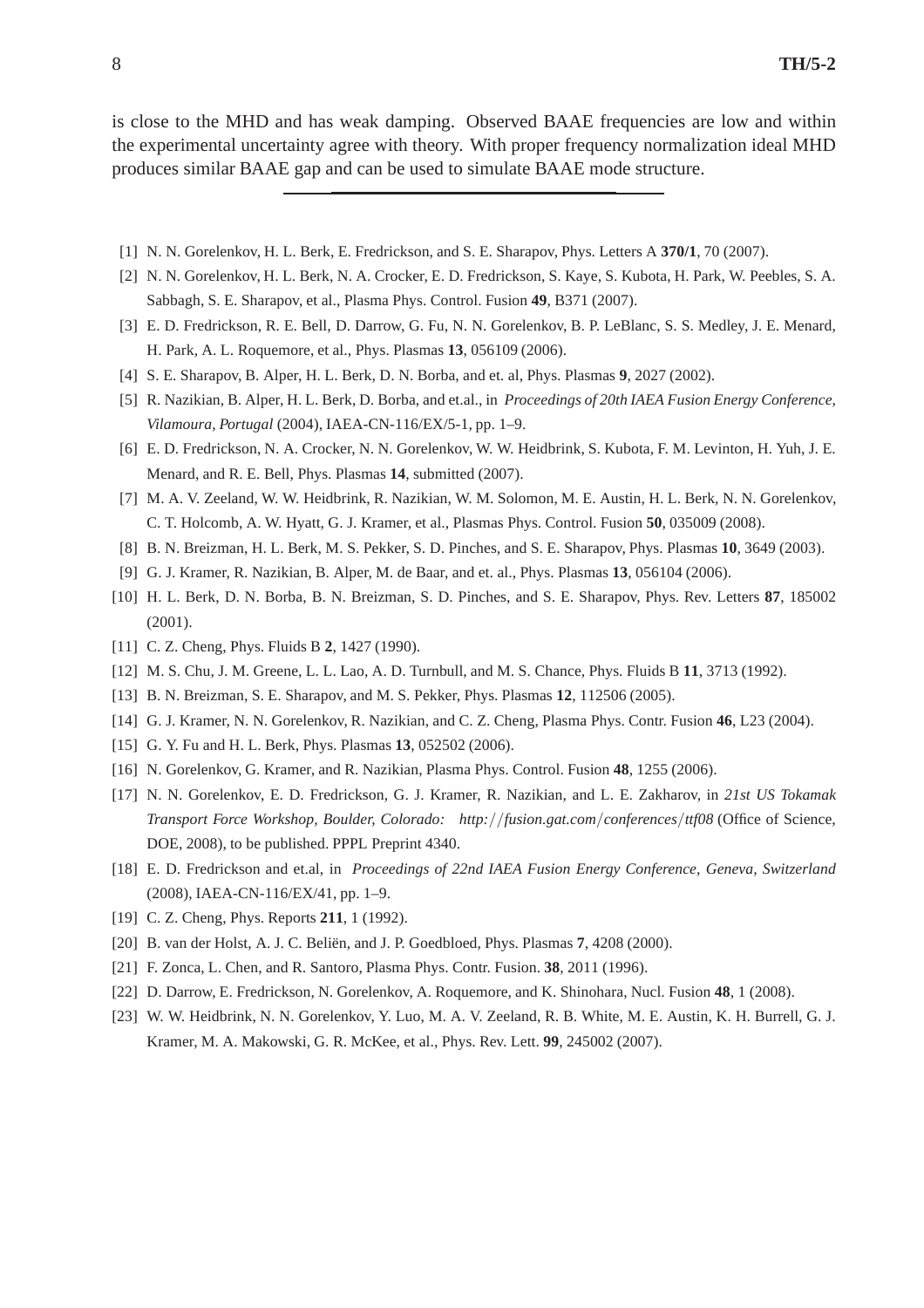is close to the MHD and has weak damping. Observed BAAE frequencies are low and within the experimental uncertainty agree with theory. With proper frequency normalization ideal MHD produces similar BAAE gap and can be used to simulate BAAE mode structure.

---

[1] N. N. Gorelenkov, H. L. Berk, E. Fredrickson, and S. E. Sharapov, Phys. Letters A **370/1**, 70 (2007).

[2] N. N. Gorelenkov, H. L. Berk, N. A. Crocker, E. D. Fredrickson, S. Kaye, S. Kubota, H. Park, W. Peebles, S. A. Sabbagh, S. E. Sharapov, et al., Plasma Phys. Control. Fusion **49**, B371 (2007).

[3] E. D. Fredrickson, R. E. Bell, D. Darrow, G. Fu, N. N. Gorelenkov, B. P. LeBlanc, S. S. Medley, J. E. Menard, H. Park, A. L. Roquemore, et al., Phys. Plasmas **13**, 056109 (2006).

[4] S. E. Sharapov, B. Alper, H. L. Berk, D. N. Borba, and et. al, Phys. Plasmas **9**, 2027 (2002).

[5] R. Nazikian, B. Alper, H. L. Berk, D. Borba, and et.al., in *Proceedings of 20th IAEA Fusion Energy Conference, Vilamoura, Portugal* (2004), IAEA-CN-116/EX/5-1, pp. 1–9.

[6] E. D. Fredrickson, N. A. Crocker, N. N. Gorelenkov, W. W. Heidbrink, S. Kubota, F. M. Levinton, H. Yuh, J. E. Menard, and R. E. Bell, Phys. Plasmas **14**, submitted (2007).

[7] M. A. V. Zeeland, W. W. Heidbrink, R. Nazikian, W. M. Solomon, M. E. Austin, H. L. Berk, N. N. Gorelenkov, C. T. Holcomb, A. W. Hyatt, G. J. Kramer, et al., Plasmas Phys. Control. Fusion **50**, 035009 (2008).

[8] B. N. Breizman, H. L. Berk, M. S. Pekker, S. D. Pinches, and S. E. Sharapov, Phys. Plasmas **10**, 3649 (2003).

[9] G. J. Kramer, R. Nazikian, B. Alper, M. de Baar, and et. al., Phys. Plasmas **13**, 056104 (2006).

[10] H. L. Berk, D. N. Borba, B. N. Breizman, S. D. Pinches, and S. E. Sharapov, Phys. Rev. Letters **87**, 185002 (2001).

[11] C. Z. Cheng, Phys. Fluids B **2**, 1427 (1990).

[12] M. S. Chu, J. M. Greene, L. L. Lao, A. D. Turnbull, and M. S. Chance, Phys. Fluids B **11**, 3713 (1992).

[13] B. N. Breizman, S. E. Sharapov, and M. S. Pekker, Phys. Plasmas **12**, 112506 (2005).

[14] G. J. Kramer, N. N. Gorelenkov, R. Nazikian, and C. Z. Cheng, Plasma Phys. Contr. Fusion **46**, L23 (2004).

[15] G. Y. Fu and H. L. Berk, Phys. Plasmas **13**, 052502 (2006).

[16] N. Gorelenkov, G. Kramer, and R. Nazikian, Plasma Phys. Control. Fusion **48**, 1255 (2006).

[17] N. N. Gorelenkov, E. D. Fredrickson, G. J. Kramer, R. Nazikian, and L. E. Zakharov, in *21st US Tokamak Transport Force Workshop, Boulder, Colorado: http://fusion.gat.com/conferences/ttf08* (Office of Science, DOE, 2008), to be published. PPPL Preprint 4340.

[18] E. D. Fredrickson and et.al, in *Proceedings of 22nd IAEA Fusion Energy Conference, Geneva, Switzerland* (2008), IAEA-CN-116/EX/41, pp. 1–9.

[19] C. Z. Cheng, Phys. Reports **211**, 1 (1992).

[20] B. van der Holst, A. J. C. Beliën, and J. P. Goedbloed, Phys. Plasmas **7**, 4208 (2000).

[21] F. Zonca, L. Chen, and R. Santoro, Plasma Phys. Contr. Fusion. **38**, 2011 (1996).

[22] D. Darrow, E. Fredrickson, N. Gorelenkov, A. Roquemore, and K. Shinohara, Nucl. Fusion **48**, 1 (2008).

[23] W. W. Heidbrink, N. N. Gorelenkov, Y. Luo, M. A. V. Zeeland, R. B. White, M. E. Austin, K. H. Burrell, G. J. Kramer, M. A. Makowski, G. R. McKee, et al., Phys. Rev. Lett. **99**, 245002 (2007).